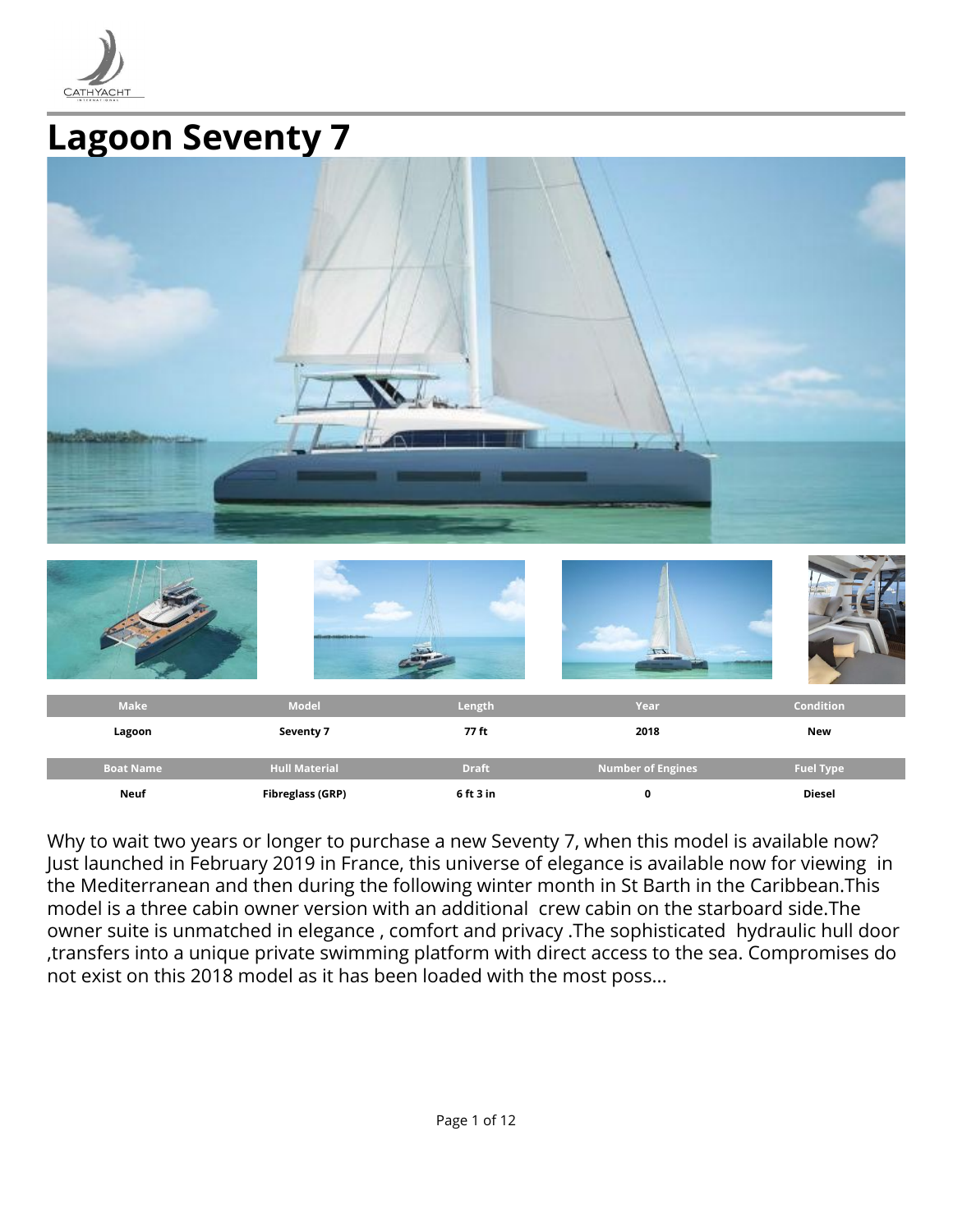# Lagoon Seventy 7

| Make | Model | Length | Year | Condition |
| --- | --- | --- | --- | --- |
| Lagoon | Seventy 7 | 77 ft | 2018 | New |

| Boat Name | Hull Material | Draft | Number of Engines | Fuel Type |
| --- | --- | --- | --- | --- |
| Neuf | Fibreglass (GRP) | 6 ft 3 in | 0 | Diesel |

Why to wait two years or longer to purchase a new Seventy 7, when this model is available now? Just launched in February 2019 in France, this universe of elegance is available now for viewing  in the Mediterranean and then during the following winter month in St Barth in the Caribbean.This model is a three cabin owner version with an additional  crew cabin on the starboard side.The owner suite is unmatched in elegance , comfort and privacy .The sophisticated  hydraulic hull door ,transfers into a unique private swimming platform with direct access to the sea. Compromises do not exist on this 2018 model as it has been loaded with the most poss...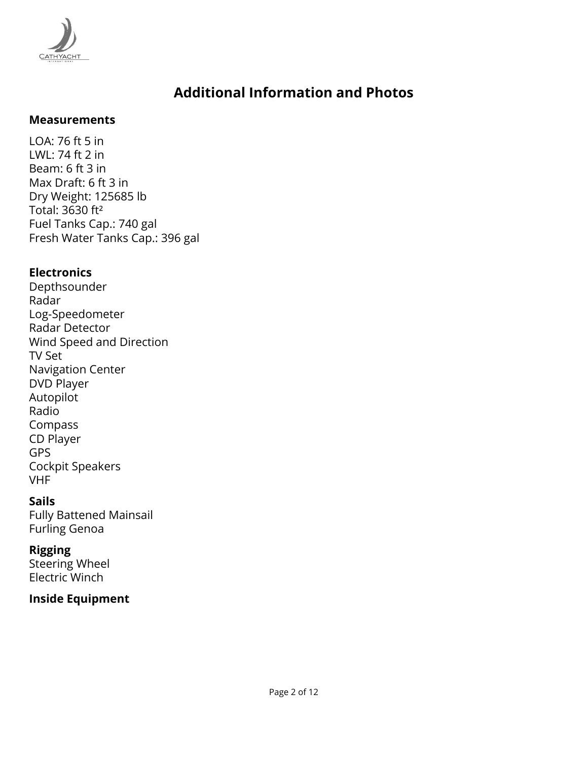# Additional Information and Photos

## Measurements

LOA: 76 ft 5 in
LWL: 74 ft 2 in
Beam: 6 ft 3 in
Max Draft: 6 ft 3 in
Dry Weight: 125685 lb
Total: 3630 ft²
Fuel Tanks Cap.: 740 gal
Fresh Water Tanks Cap.: 396 gal

## Electronics

Depthsounder
Radar
Log-Speedometer
Radar Detector
Wind Speed and Direction
TV Set
Navigation Center
DVD Player
Autopilot
Radio
Compass
CD Player
GPS
Cockpit Speakers
VHF

## Sails

Fully Battened Mainsail
Furling Genoa

## Rigging

Steering Wheel
Electric Winch

## Inside Equipment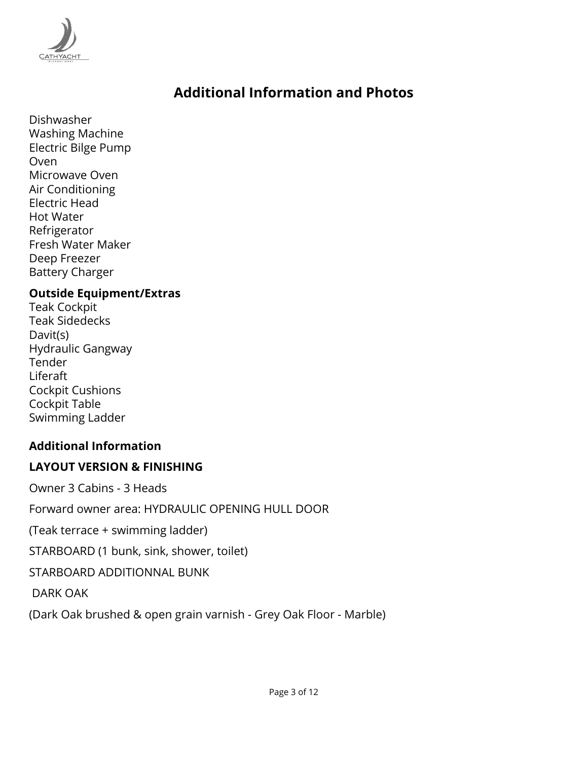# Additional Information and Photos

Dishwasher
Washing Machine
Electric Bilge Pump
Oven
Microwave Oven
Air Conditioning
Electric Head
Hot Water
Refrigerator
Fresh Water Maker
Deep Freezer
Battery Charger

**Outside Equipment/Extras**

Teak Cockpit
Teak Sidedecks
Davit(s)
Hydraulic Gangway
Tender
Liferaft
Cockpit Cushions
Cockpit Table
Swimming Ladder

**Additional Information**

**LAYOUT VERSION & FINISHING**

Owner 3 Cabins - 3 Heads

Forward owner area: HYDRAULIC OPENING HULL DOOR

(Teak terrace + swimming ladder)

STARBOARD (1 bunk, sink, shower, toilet)

STARBOARD ADDITIONNAL BUNK

DARK OAK

(Dark Oak brushed & open grain varnish - Grey Oak Floor - Marble)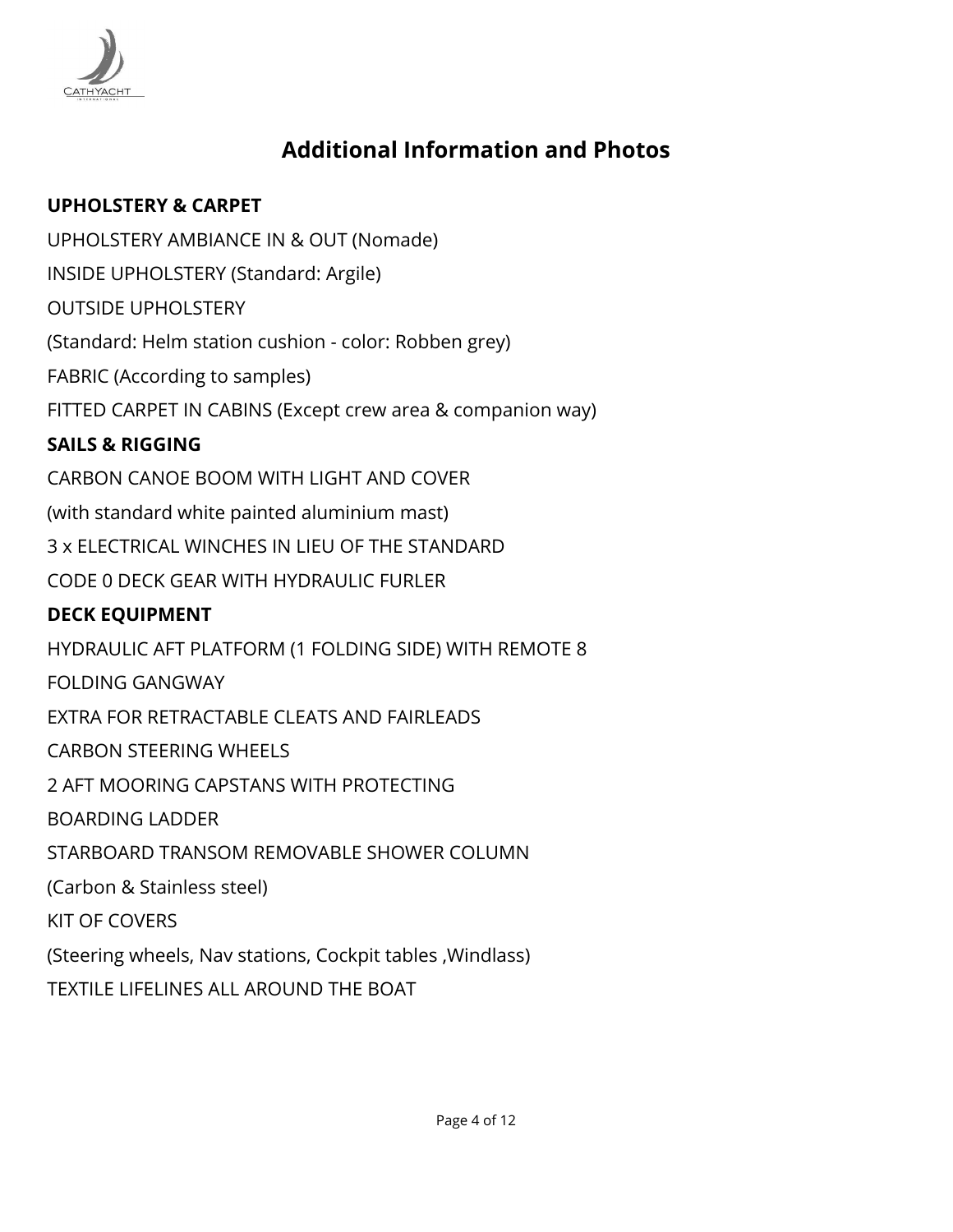# Additional Information and Photos

**UPHOLSTERY & CARPET**

UPHOLSTERY AMBIANCE IN & OUT (Nomade)

INSIDE UPHOLSTERY (Standard: Argile)

OUTSIDE UPHOLSTERY

(Standard: Helm station cushion - color: Robben grey)

FABRIC (According to samples)

FITTED CARPET IN CABINS (Except crew area & companion way)

**SAILS & RIGGING**

CARBON CANOE BOOM WITH LIGHT AND COVER

(with standard white painted aluminium mast)

3 x ELECTRICAL WINCHES IN LIEU OF THE STANDARD

CODE 0 DECK GEAR WITH HYDRAULIC FURLER

**DECK EQUIPMENT**

HYDRAULIC AFT PLATFORM (1 FOLDING SIDE) WITH REMOTE 8

FOLDING GANGWAY

EXTRA FOR RETRACTABLE CLEATS AND FAIRLEADS

CARBON STEERING WHEELS

2 AFT MOORING CAPSTANS WITH PROTECTING

BOARDING LADDER

STARBOARD TRANSOM REMOVABLE SHOWER COLUMN

(Carbon & Stainless steel)

KIT OF COVERS

(Steering wheels, Nav stations, Cockpit tables ,Windlass)

TEXTILE LIFELINES ALL AROUND THE BOAT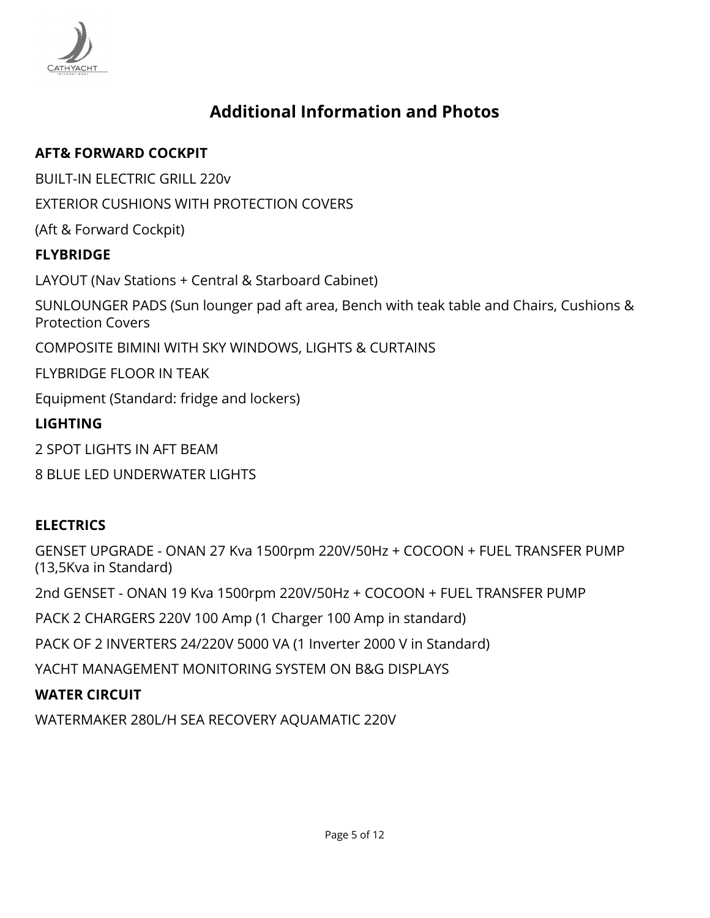## Additional Information and Photos

**AFT& FORWARD COCKPIT**

BUILT-IN ELECTRIC GRILL 220v

EXTERIOR CUSHIONS WITH PROTECTION COVERS

(Aft & Forward Cockpit)

**FLYBRIDGE**

LAYOUT (Nav Stations + Central & Starboard Cabinet)

SUNLOUNGER PADS (Sun lounger pad aft area, Bench with teak table and Chairs, Cushions & Protection Covers

COMPOSITE BIMINI WITH SKY WINDOWS, LIGHTS & CURTAINS

FLYBRIDGE FLOOR IN TEAK

Equipment (Standard: fridge and lockers)

**LIGHTING**

2 SPOT LIGHTS IN AFT BEAM

8 BLUE LED UNDERWATER LIGHTS

**ELECTRICS**

GENSET UPGRADE - ONAN 27 Kva 1500rpm 220V/50Hz + COCOON + FUEL TRANSFER PUMP (13,5Kva in Standard)

2nd GENSET - ONAN 19 Kva 1500rpm 220V/50Hz + COCOON + FUEL TRANSFER PUMP

PACK 2 CHARGERS 220V 100 Amp (1 Charger 100 Amp in standard)

PACK OF 2 INVERTERS 24/220V 5000 VA (1 Inverter 2000 V in Standard)

YACHT MANAGEMENT MONITORING SYSTEM ON B&G DISPLAYS

**WATER CIRCUIT**

WATERMAKER 280L/H SEA RECOVERY AQUAMATIC 220V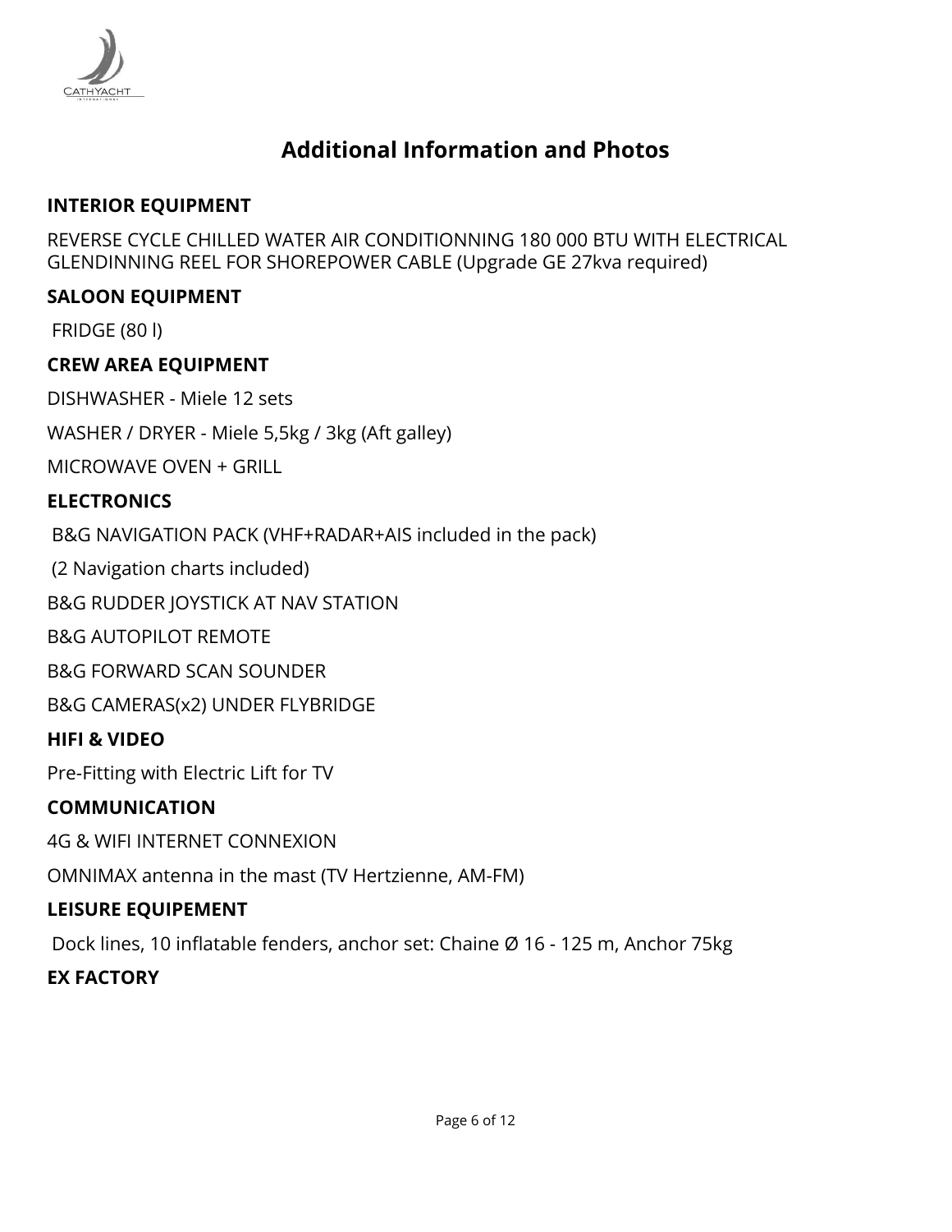# Additional Information and Photos

**INTERIOR EQUIPMENT**

REVERSE CYCLE CHILLED WATER AIR CONDITIONNING 180 000 BTU WITH ELECTRICAL GLENDINNING REEL FOR SHOREPOWER CABLE (Upgrade GE 27kva required)

**SALOON EQUIPMENT**

FRIDGE (80 l)

**CREW AREA EQUIPMENT**

DISHWASHER - Miele 12 sets

WASHER / DRYER - Miele 5,5kg / 3kg (Aft galley)

MICROWAVE OVEN + GRILL

**ELECTRONICS**

B&G NAVIGATION PACK (VHF+RADAR+AIS included in the pack)

(2 Navigation charts included)

B&G RUDDER JOYSTICK AT NAV STATION

B&G AUTOPILOT REMOTE

B&G FORWARD SCAN SOUNDER

B&G CAMERAS(x2) UNDER FLYBRIDGE

**HIFI & VIDEO**

Pre-Fitting with Electric Lift for TV

**COMMUNICATION**

4G & WIFI INTERNET CONNEXION

OMNIMAX antenna in the mast (TV Hertzienne, AM-FM)

**LEISURE EQUIPEMENT**

Dock lines, 10 inflatable fenders, anchor set: Chaine Ø 16 - 125 m, Anchor 75kg

**EX FACTORY**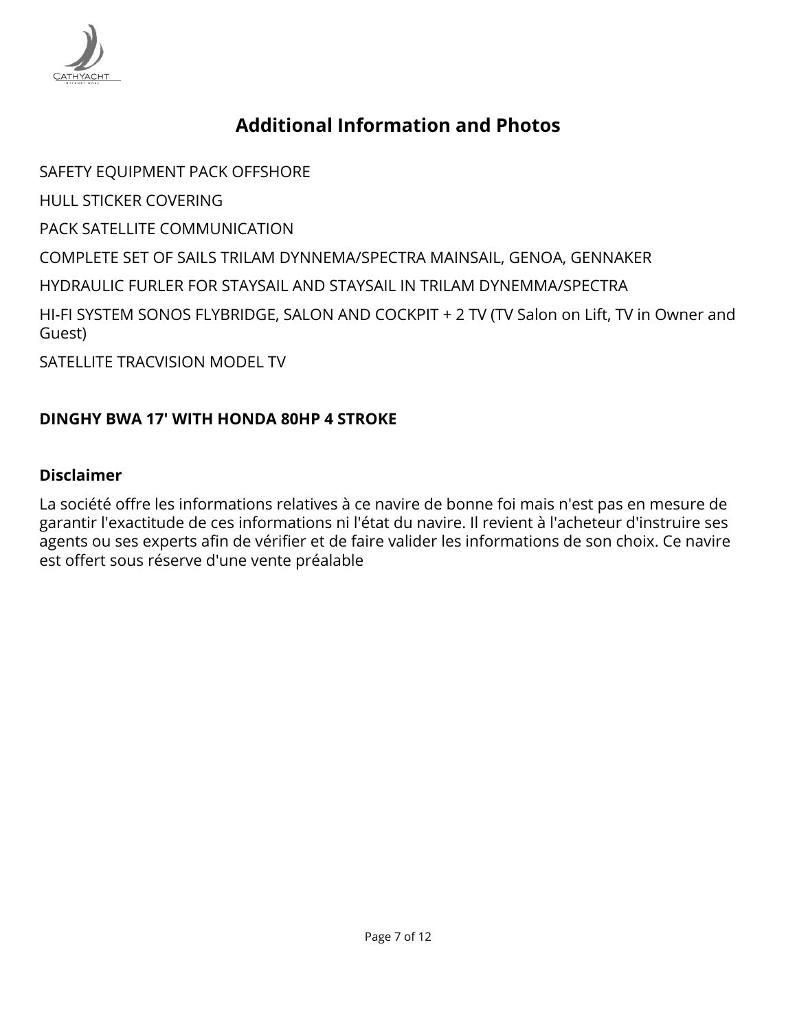## Additional Information and Photos

SAFETY EQUIPMENT PACK OFFSHORE

HULL STICKER COVERING

PACK SATELLITE COMMUNICATION

COMPLETE SET OF SAILS TRILAM DYNNEMA/SPECTRA MAINSAIL, GENOA, GENNAKER

HYDRAULIC FURLER FOR STAYSAIL AND STAYSAIL IN TRILAM DYNEMMA/SPECTRA

HI-FI SYSTEM SONOS FLYBRIDGE, SALON AND COCKPIT + 2 TV (TV Salon on Lift, TV in Owner and Guest)

SATELLITE TRACVISION MODEL TV

**DINGHY BWA 17' WITH HONDA 80HP 4 STROKE**

### Disclaimer

La société offre les informations relatives à ce navire de bonne foi mais n'est pas en mesure de garantir l'exactitude de ces informations ni l'état du navire. Il revient à l'acheteur d'instruire ses agents ou ses experts afin de vérifier et de faire valider les informations de son choix. Ce navire est offert sous réserve d'une vente préalable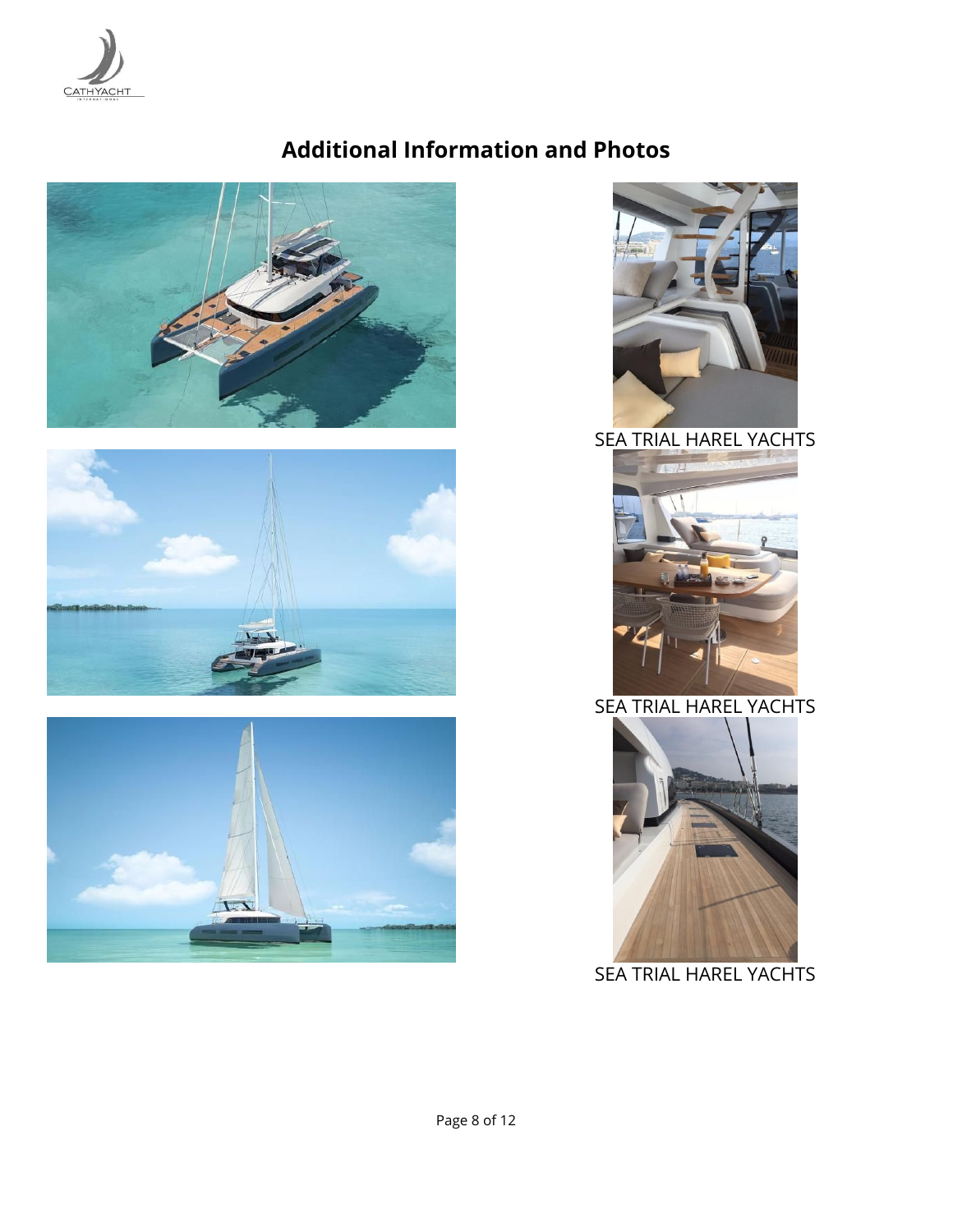## Additional Information and Photos

SEA TRIAL HAREL YACHTS

SEA TRIAL HAREL YACHTS

SEA TRIAL HAREL YACHTS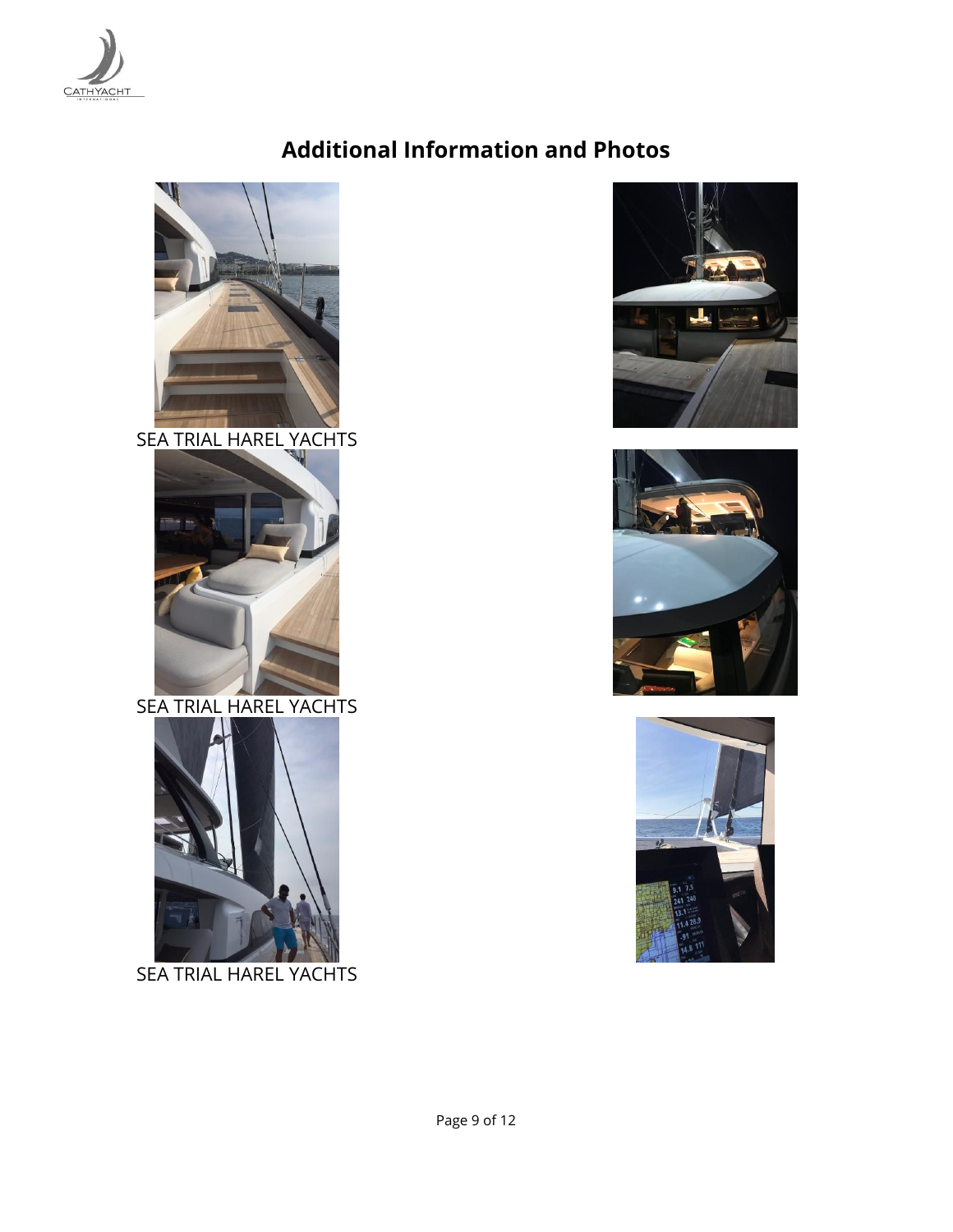## Additional Information and Photos

SEA TRIAL HAREL YACHTS

SEA TRIAL HAREL YACHTS

SEA TRIAL HAREL YACHTS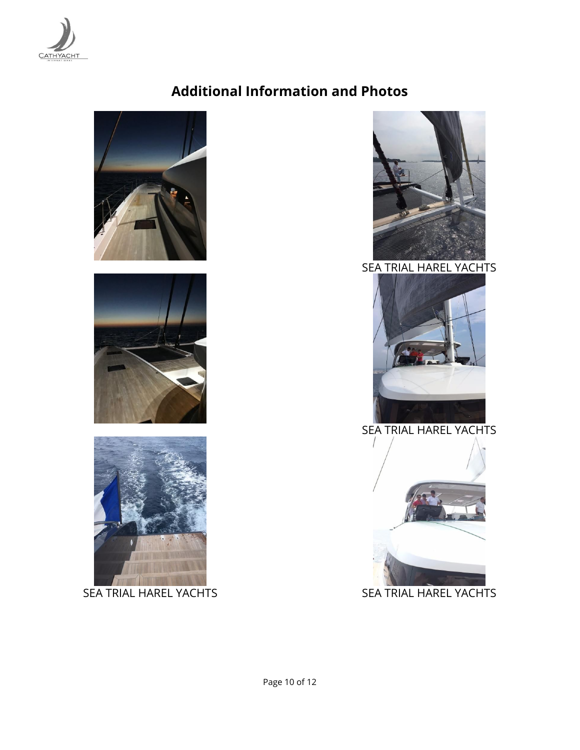## Additional Information and Photos

SEA TRIAL HAREL YACHTS

SEA TRIAL HAREL YACHTS

SEA TRIAL HAREL YACHTS

SEA TRIAL HAREL YACHTS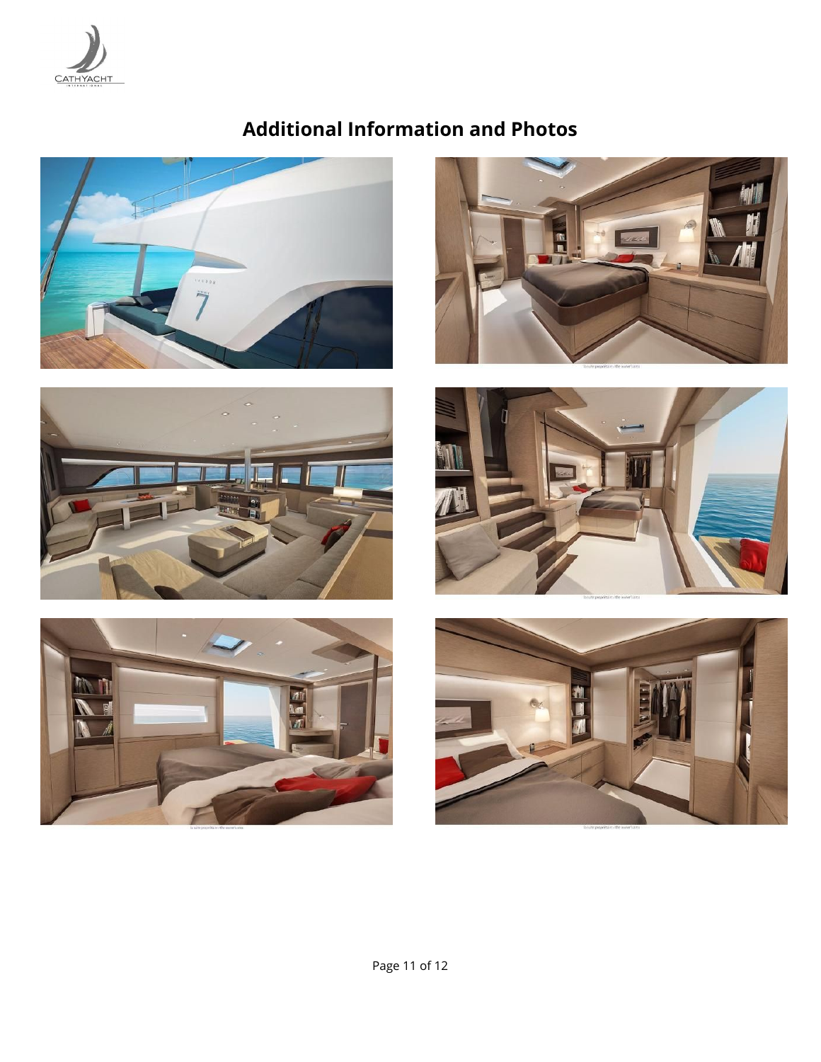## Additional Information and Photos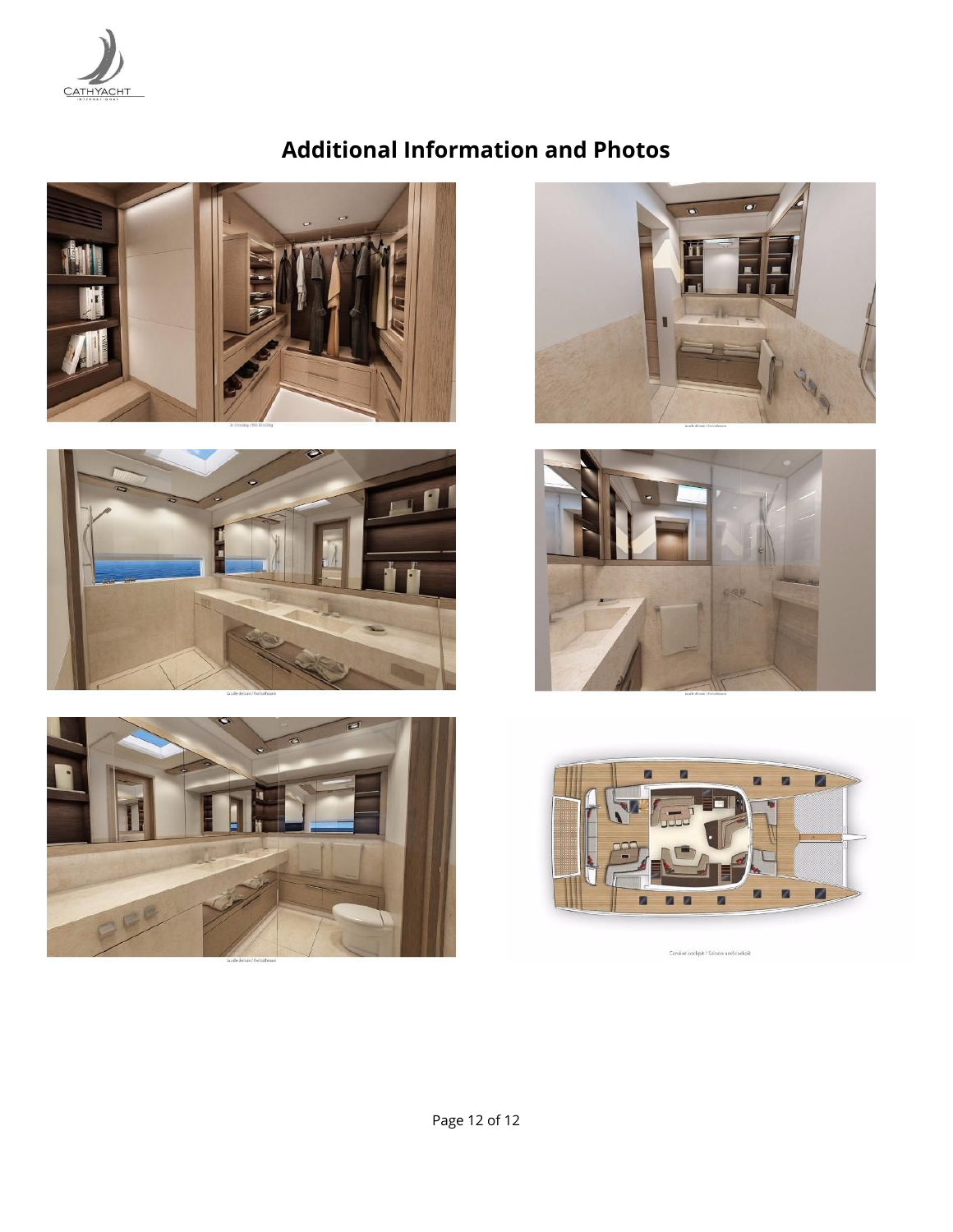## Additional Information and Photos

le dressing / the dressing

la salle de bain / the bathroom

la salle de bain / the bathroom

la salle de bain / the bathroom

la salle de bain / the bathroom

Carré et cockpit / Saloon and cockpit